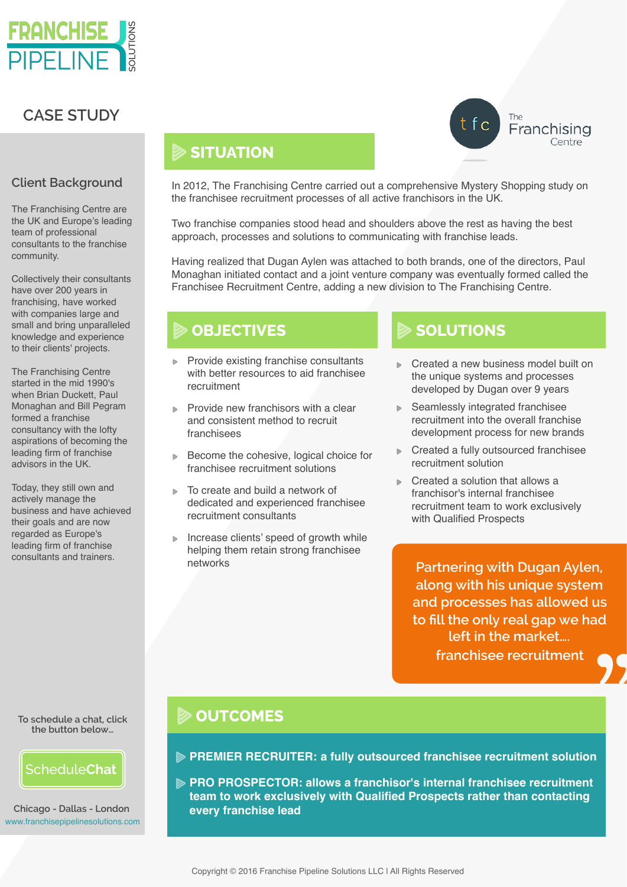# FRANCHISE PIPELINE SOLUTIONS

## CASE STUDY

### Client Background

The Franchising Centre are the UK and Europe's leading team of professional consultants to the franchise community.

Collectively their consultants have over 200 years in franchising, have worked with companies large and small and bring unparalleled knowledge and experience to their clients' projects.

The Franchising Centre started in the mid 1990's when Brian Duckett, Paul Monaghan and Bill Pegram formed a franchise consultancy with the lofty aspirations of becoming the leading firm of franchise advisors in the UK.

Today, they still own and actively manage the business and have achieved their goals and are now regarded as Europe's leading firm of franchise consultants and trainers.

The Franchising Centre

## SITUATION

In 2012, The Franchising Centre carried out a comprehensive Mystery Shopping study on the franchisee recruitment processes of all active franchisors in the UK.

Two franchise companies stood head and shoulders above the rest as having the best approach, processes and solutions to communicating with franchise leads.

Having realized that Dugan Aylen was attached to both brands, one of the directors, Paul Monaghan initiated contact and a joint venture company was eventually formed called the Franchisee Recruitment Centre, adding a new division to The Franchising Centre.

## OBJECTIVES

- Provide existing franchise consultants with better resources to aid franchisee recruitment
- Provide new franchisors with a clear and consistent method to recruit franchisees
- Become the cohesive, logical choice for franchisee recruitment solutions
- To create and build a network of dedicated and experienced franchisee recruitment consultants
- Increase clients' speed of growth while helping them retain strong franchisee networks

## SOLUTIONS

- Created a new business model built on the unique systems and processes developed by Dugan over 9 years
- Seamlessly integrated franchisee recruitment into the overall franchise development process for new brands
- Created a fully outsourced franchisee recruitment solution
- Created a solution that allows a franchisor's internal franchisee recruitment team to work exclusively with Qualified Prospects

> Partnering with Dugan Aylen, along with his unique system and processes has allowed us to fill the only real gap we had left in the market.... franchisee recruitment

## OUTCOMES

- **PREMIER RECRUITER: a fully outsourced franchisee recruitment solution**
- **PRO PROSPECTOR: allows a franchisor's internal franchisee recruitment team to work exclusively with Qualified Prospects rather than contacting every franchise lead**

To schedule a chat, click the button below...

ScheduleChat

Chicago - Dallas - London
www.franchisepipelinesolutions.com

Copyright © 2016 Franchise Pipeline Solutions LLC I All Rights Reserved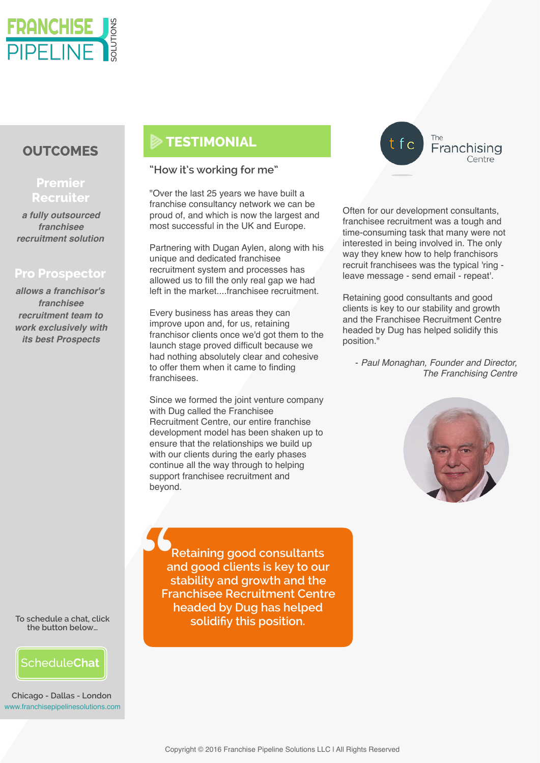FRANCHISE PIPELINE SOLUTIONS

## OUTCOMES

**Premier Recruiter**

***a fully outsourced franchisee recruitment solution***

**Pro Prospector**

***allows a franchisor's franchisee recruitment team to work exclusively with its best Prospects***

To schedule a chat, click the button below...

ScheduleChat

Chicago - Dallas - London
www.franchisepipelinesolutions.com

## TESTIMONIAL

### "How it's working for me"

The Franchising Centre

"Over the last 25 years we have built a franchise consultancy network we can be proud of, and which is now the largest and most successful in the UK and Europe.

Partnering with Dugan Aylen, along with his unique and dedicated franchisee recruitment system and processes has allowed us to fill the only real gap we had left in the market....franchisee recruitment.

Every business has areas they can improve upon and, for us, retaining franchisor clients once we'd got them to the launch stage proved difficult because we had nothing absolutely clear and cohesive to offer them when it came to finding franchisees.

Since we formed the joint venture company with Dug called the Franchisee Recruitment Centre, our entire franchise development model has been shaken up to ensure that the relationships we build up with our clients during the early phases continue all the way through to helping support franchisee recruitment and beyond.

Often for our development consultants, franchisee recruitment was a tough and time-consuming task that many were not interested in being involved in. The only way they knew how to help franchisors recruit franchisees was the typical 'ring - leave message - send email - repeat'.

Retaining good consultants and good clients is key to our stability and growth and the Franchisee Recruitment Centre headed by Dug has helped solidify this position."

*- Paul Monaghan, Founder and Director, The Franchising Centre*

> Retaining good consultants and good clients is key to our stability and growth and the Franchisee Recruitment Centre headed by Dug has helped solidify this position.

Copyright © 2016 Franchise Pipeline Solutions LLC | All Rights Reserved